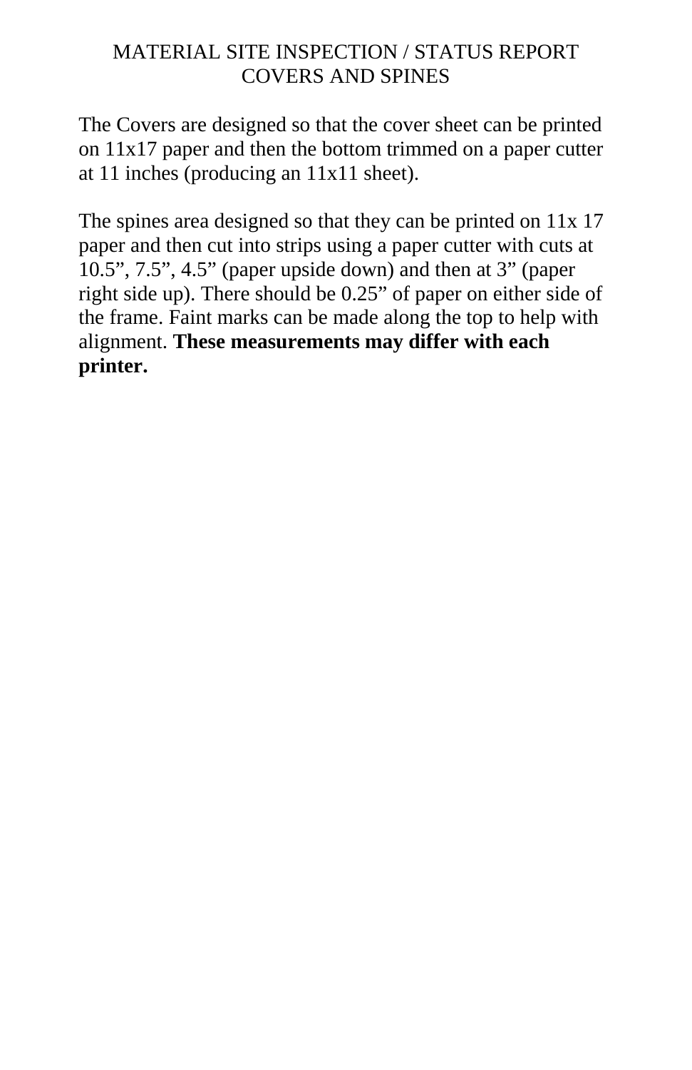# MATERIAL SITE INSPECTION / STATUS REPORT
## COVERS AND SPINES

The Covers are designed so that the cover sheet can be printed on 11x17 paper and then the bottom trimmed on a paper cutter at 11 inches (producing an 11x11 sheet).

The spines area designed so that they can be printed on 11x 17 paper and then cut into strips using a paper cutter with cuts at 10.5”, 7.5”, 4.5” (paper upside down) and then at 3” (paper right side up). There should be 0.25” of paper on either side of the frame. Faint marks can be made along the top to help with alignment. **These measurements may differ with each printer.**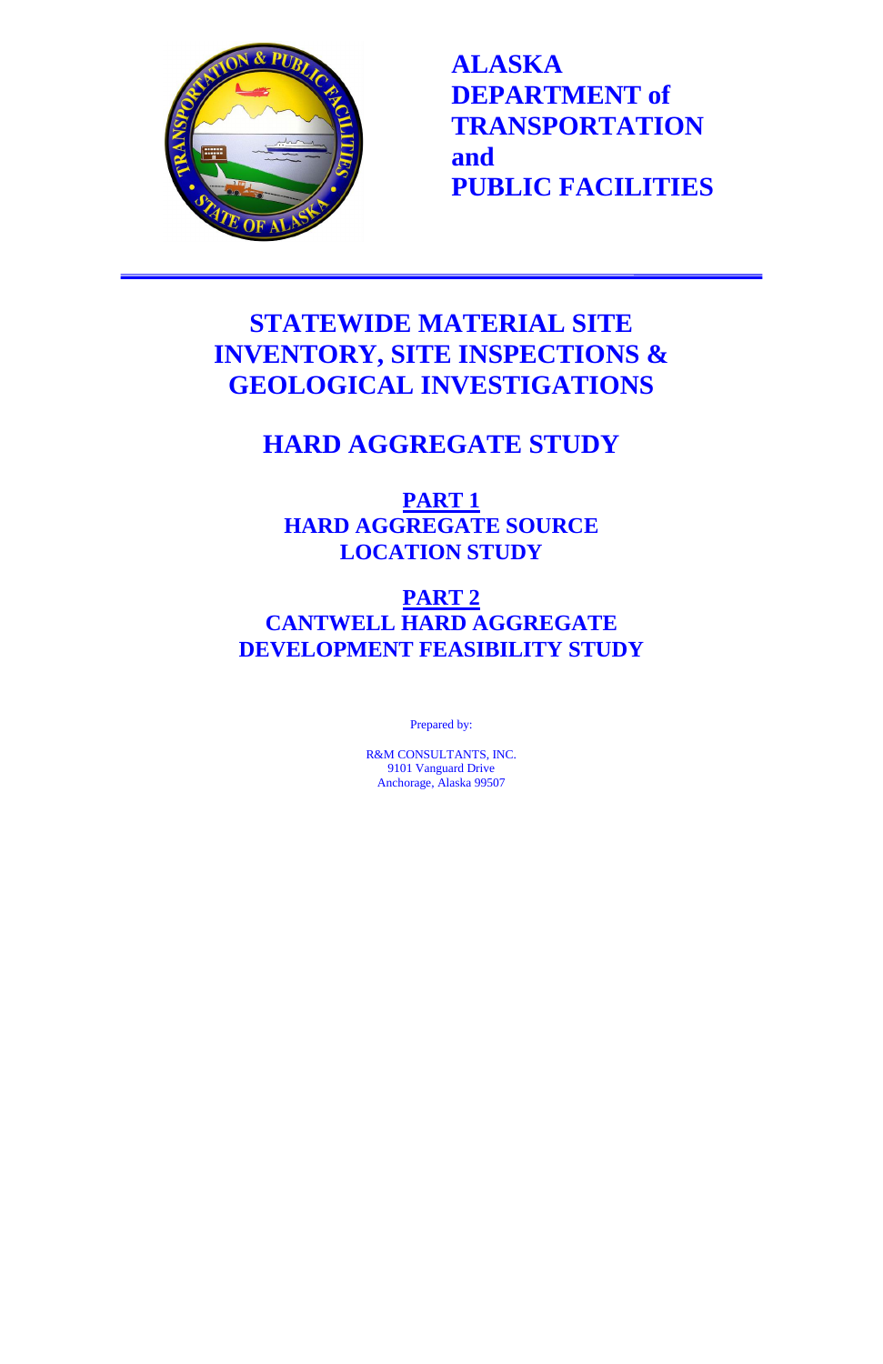# ALASKA DEPARTMENT of TRANSPORTATION and PUBLIC FACILITIES

## STATEWIDE MATERIAL SITE INVENTORY, SITE INSPECTIONS & GEOLOGICAL INVESTIGATIONS

## HARD AGGREGATE STUDY

### PART 1
### HARD AGGREGATE SOURCE LOCATION STUDY

### PART 2
### CANTWELL HARD AGGREGATE DEVELOPMENT FEASIBILITY STUDY

Prepared by:

R&M CONSULTANTS, INC.
9101 Vanguard Drive
Anchorage, Alaska 99507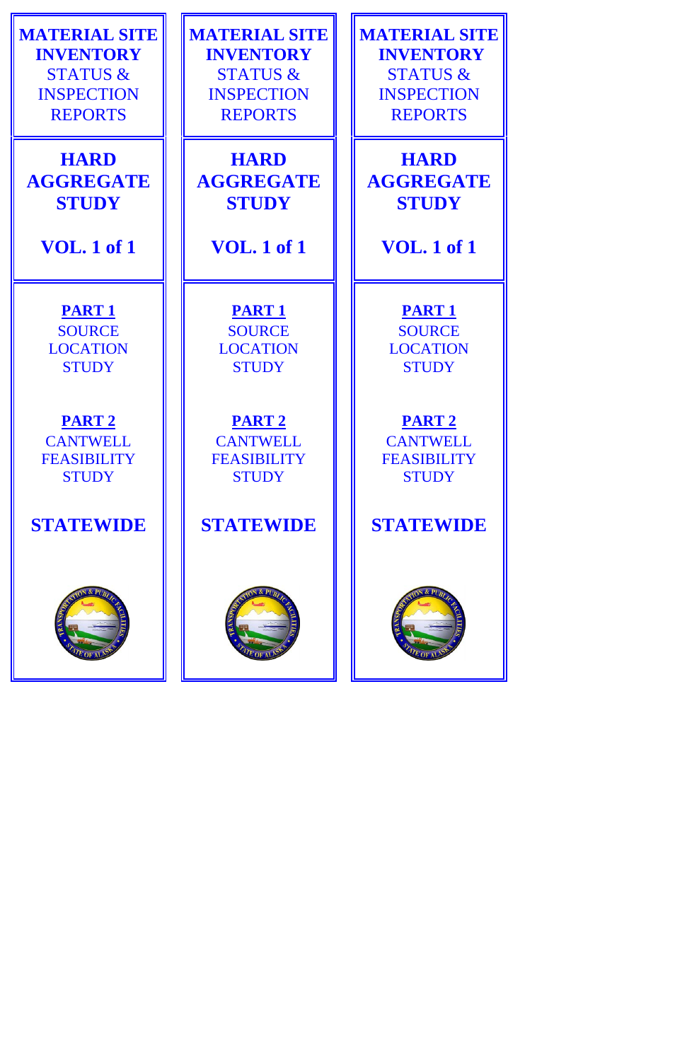**MATERIAL SITE INVENTORY**
STATUS &
INSPECTION
REPORTS

**HARD AGGREGATE STUDY**

**VOL. 1 of 1**

**PART 1**
SOURCE
LOCATION
STUDY

**PART 2**
CANTWELL
FEASIBILITY
STUDY

**STATEWIDE**

---

**MATERIAL SITE INVENTORY**
STATUS &
INSPECTION
REPORTS

**HARD AGGREGATE STUDY**

**VOL. 1 of 1**

**PART 1**
SOURCE
LOCATION
STUDY

**PART 2**
CANTWELL
FEASIBILITY
STUDY

**STATEWIDE**

---

**MATERIAL SITE INVENTORY**
STATUS &
INSPECTION
REPORTS

**HARD AGGREGATE STUDY**

**VOL. 1 of 1**

**PART 1**
SOURCE
LOCATION
STUDY

**PART 2**
CANTWELL
FEASIBILITY
STUDY

**STATEWIDE**